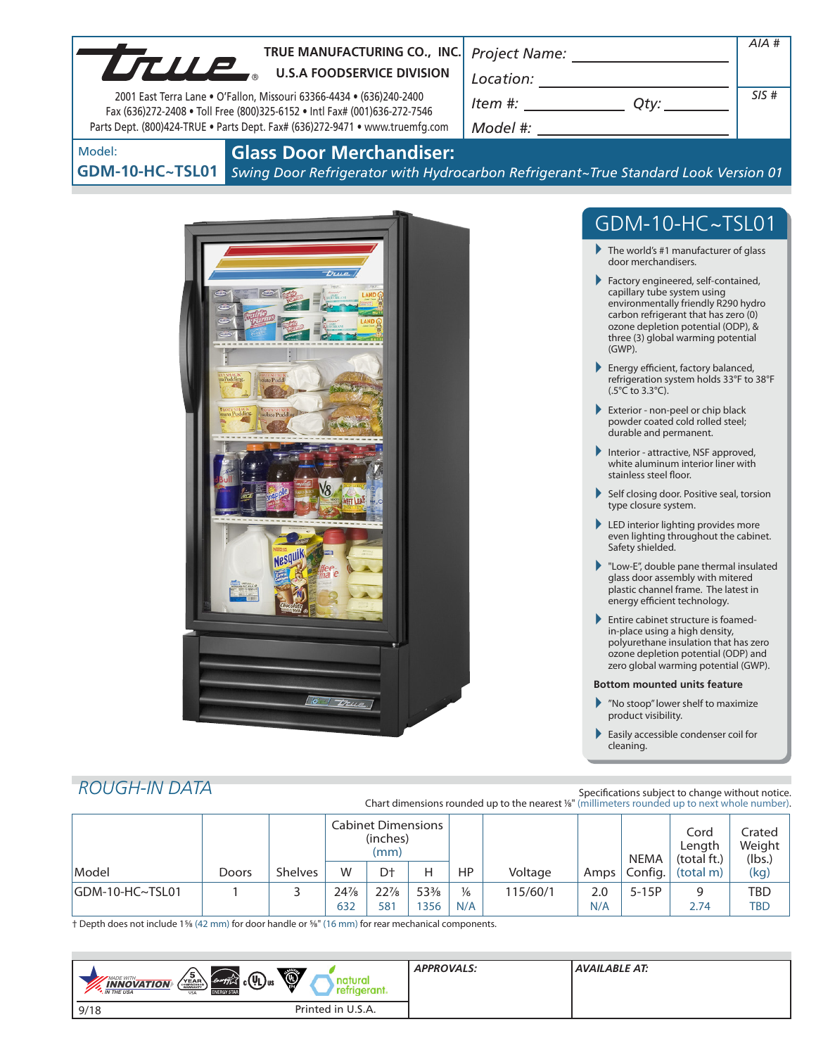TRUE MANUFACTURING CO., INC.
U.S.A FOODSERVICE DIVISION

2001 East Terra Lane • O'Fallon, Missouri 63366-4434 • (636)240-2400
Fax (636)272-2408 • Toll Free (800)325-6152 • Intl Fax# (001)636-272-7546
Parts Dept. (800)424-TRUE • Parts Dept. Fax# (636)272-9471 • www.truemfg.com

Project Name: ____________
Location: ____________
Item #: ____________ Qty: ____________
Model #: ____________

AIA #

SIS #

Model:
**GDM-10-HC~TSL01**

# Glass Door Merchandiser:

*Swing Door Refrigerator with Hydrocarbon Refrigerant~True Standard Look Version 01*

## GDM-10-HC~TSL01

- The world's #1 manufacturer of glass door merchandisers.
- Factory engineered, self-contained, capillary tube system using environmentally friendly R290 hydro carbon refrigerant that has zero (0) ozone depletion potential (ODP), & three (3) global warming potential (GWP).
- Energy efficient, factory balanced, refrigeration system holds 33°F to 38°F (.5°C to 3.3°C).
- Exterior - non-peel or chip black powder coated cold rolled steel; durable and permanent.
- Interior - attractive, NSF approved, white aluminum interior liner with stainless steel floor.
- Self closing door. Positive seal, torsion type closure system.
- LED interior lighting provides more even lighting throughout the cabinet. Safety shielded.
- "Low-E", double pane thermal insulated glass door assembly with mitered plastic channel frame. The latest in energy efficient technology.
- Entire cabinet structure is foamed-in-place using a high density, polyurethane insulation that has zero ozone depletion potential (ODP) and zero global warming potential (GWP).

**Bottom mounted units feature**

- "No stoop" lower shelf to maximize product visibility.
- Easily accessible condenser coil for cleaning.

## ROUGH-IN DATA

Specifications subject to change without notice.
Chart dimensions rounded up to the nearest ⅛" (millimeters rounded up to next whole number).

| Model | Doors | Shelves | Cabinet Dimensions (inches) (mm) W | D† | H | HP | Voltage | Amps | NEMA Config. | Cord Length (total ft.) (total m) | Crated Weight (lbs.) (kg) |
|---|---|---|---|---|---|---|---|---|---|---|---|
| GDM-10-HC~TSL01 | 1 | 3 | 24⅞ 632 | 22⅞ 581 | 53⅜ 1356 | ⅛ N/A | 115/60/1 | 2.0 N/A | 5-15P | 9 2.74 | TBD TBD |

† Depth does not include 1⅝ (42 mm) for door handle or ⅝" (16 mm) for rear mechanical components.

APPROVALS:

AVAILABLE AT:

9/18 Printed in U.S.A.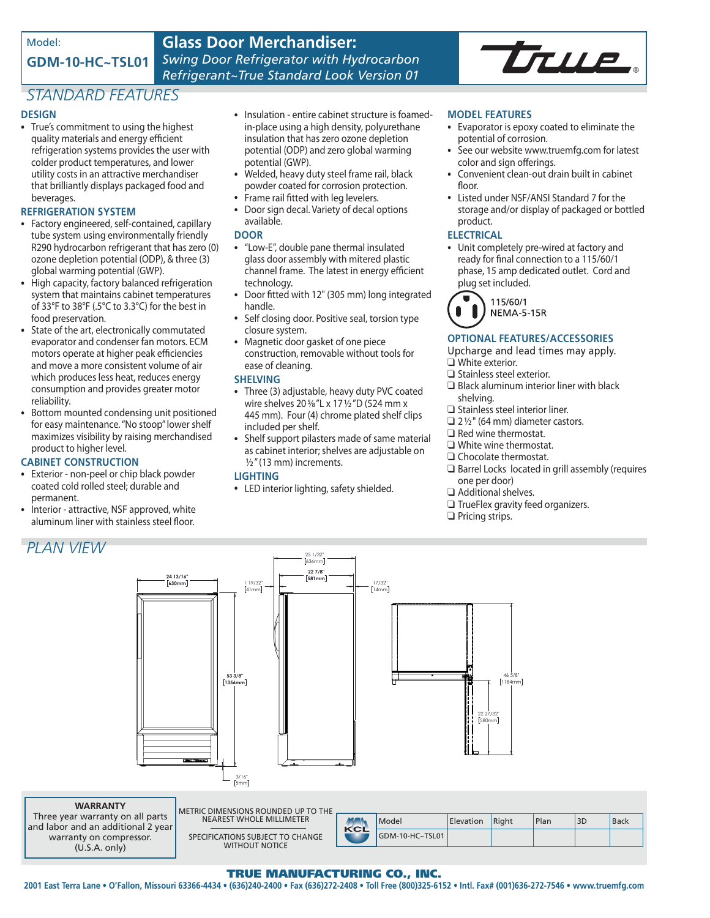Model:

**GDM-10-HC~TSL01**

# Glass Door Merchandiser:

*Swing Door Refrigerator with Hydrocarbon Refrigerant~True Standard Look Version 01*

## STANDARD FEATURES

### DESIGN

- True's commitment to using the highest quality materials and energy efficient refrigeration systems provides the user with colder product temperatures, and lower utility costs in an attractive merchandiser that brilliantly displays packaged food and beverages.

### REFRIGERATION SYSTEM

- Factory engineered, self-contained, capillary tube system using environmentally friendly R290 hydrocarbon refrigerant that has zero (0) ozone depletion potential (ODP), & three (3) global warming potential (GWP).
- High capacity, factory balanced refrigeration system that maintains cabinet temperatures of 33°F to 38°F (.5°C to 3.3°C) for the best in food preservation.
- State of the art, electronically commutated evaporator and condenser fan motors. ECM motors operate at higher peak efficiencies and move a more consistent volume of air which produces less heat, reduces energy consumption and provides greater motor reliability.
- Bottom mounted condensing unit positioned for easy maintenance. "No stoop" lower shelf maximizes visibility by raising merchandised product to higher level.

### CABINET CONSTRUCTION

- Exterior - non-peel or chip black powder coated cold rolled steel; durable and permanent.
- Interior - attractive, NSF approved, white aluminum liner with stainless steel floor.
- Insulation - entire cabinet structure is foamed-in-place using a high density, polyurethane insulation that has zero ozone depletion potential (ODP) and zero global warming potential (GWP).
- Welded, heavy duty steel frame rail, black powder coated for corrosion protection.
- Frame rail fitted with leg levelers.
- Door sign decal. Variety of decal options available.

### DOOR

- "Low-E", double pane thermal insulated glass door assembly with mitered plastic channel frame. The latest in energy efficient technology.
- Door fitted with 12" (305 mm) long integrated handle.
- Self closing door. Positive seal, torsion type closure system.
- Magnetic door gasket of one piece construction, removable without tools for ease of cleaning.

### SHELVING

- Three (3) adjustable, heavy duty PVC coated wire shelves 20⅝"L x 17½"D (524 mm x 445 mm). Four (4) chrome plated shelf clips included per shelf.
- Shelf support pilasters made of same material as cabinet interior; shelves are adjustable on ½" (13 mm) increments.

### LIGHTING

- LED interior lighting, safety shielded.

### MODEL FEATURES

- Evaporator is epoxy coated to eliminate the potential of corrosion.
- See our website www.truemfg.com for latest color and sign offerings.
- Convenient clean-out drain built in cabinet floor.
- Listed under NSF/ANSI Standard 7 for the storage and/or display of packaged or bottled product.

### ELECTRICAL

- Unit completely pre-wired at factory and ready for final connection to a 115/60/1 phase, 15 amp dedicated outlet. Cord and plug set included.

115/60/1
NEMA-5-15R

### OPTIONAL FEATURES/ACCESSORIES

Upcharge and lead times may apply.

- ❑ White exterior.
- ❑ Stainless steel exterior.
- ❑ Black aluminum interior liner with black shelving.
- ❑ Stainless steel interior liner.
- ❑ 2½" (64 mm) diameter castors.
- ❑ Red wine thermostat.
- ❑ White wine thermostat.
- ❑ Chocolate thermostat.
- ❑ Barrel Locks located in grill assembly (requires one per door)
- ❑ Additional shelves.
- ❑ TrueFlex gravity feed organizers.
- ❑ Pricing strips.

## PLAN VIEW

24 13/16" [630mm]
1 19/32" [41mm]
25 1/32" [636mm]
22 7/8" [581mm]
17/32" [14mm]
53 3/8" [1356mm]
3/16" [5mm]
46 5/8" [1184mm]
22 27/32" [580mm]

**WARRANTY**
Three year warranty on all parts and labor and an additional 2 year warranty on compressor. (U.S.A. only)

METRIC DIMENSIONS ROUNDED UP TO THE NEAREST WHOLE MILLIMETER

SPECIFICATIONS SUBJECT TO CHANGE WITHOUT NOTICE

| Model | Elevation | Right | Plan | 3D | Back |
|---|---|---|---|---|---|
| GDM-10-HC~TSL01 | | | | | |

**TRUE MANUFACTURING CO., INC.**

2001 East Terra Lane • O'Fallon, Missouri 63366-4434 • (636)240-2400 • Fax (636)272-2408 • Toll Free (800)325-6152 • Intl. Fax# (001)636-272-7546 • www.truemfg.com